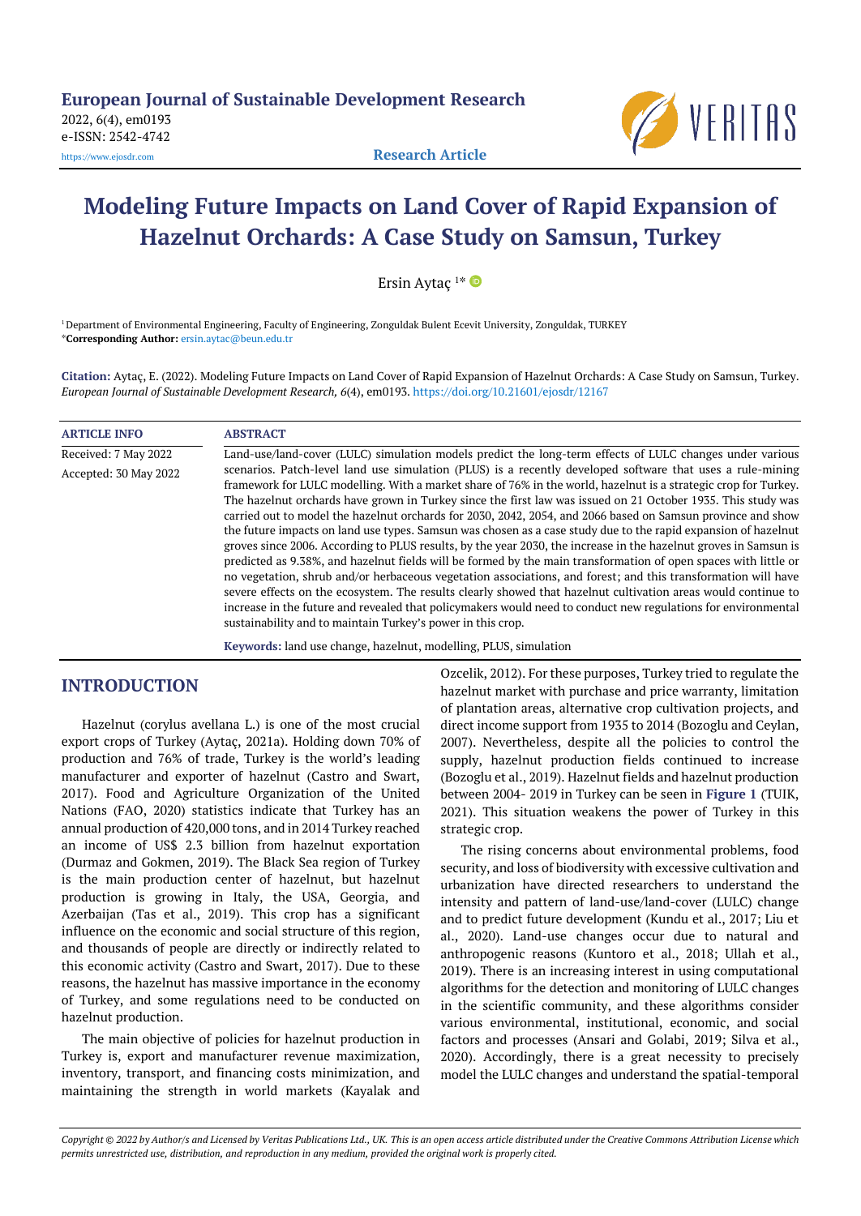European Journal of Sustainable Development Research
2022, 6(4), em0193
e-ISSN: 2542-4742
https://www.ejosdr.com

Research Article

# Modeling Future Impacts on Land Cover of Rapid Expansion of Hazelnut Orchards: A Case Study on Samsun, Turkey

Ersin Aytaç [1*]

[1] Department of Environmental Engineering, Faculty of Engineering, Zonguldak Bulent Ecevit University, Zonguldak, TURKEY
*Corresponding Author: ersin.aytac@beun.edu.tr

**Citation:** Aytaç, E. (2022). Modeling Future Impacts on Land Cover of Rapid Expansion of Hazelnut Orchards: A Case Study on Samsun, Turkey. *European Journal of Sustainable Development Research, 6*(4), em0193. https://doi.org/10.21601/ejosdr/12167

**ARTICLE INFO**

Received: 7 May 2022
Accepted: 30 May 2022

**ABSTRACT**

Land-use/land-cover (LULC) simulation models predict the long-term effects of LULC changes under various scenarios. Patch-level land use simulation (PLUS) is a recently developed software that uses a rule-mining framework for LULC modelling. With a market share of 76% in the world, hazelnut is a strategic crop for Turkey. The hazelnut orchards have grown in Turkey since the first law was issued on 21 October 1935. This study was carried out to model the hazelnut orchards for 2030, 2042, 2054, and 2066 based on Samsun province and show the future impacts on land use types. Samsun was chosen as a case study due to the rapid expansion of hazelnut groves since 2006. According to PLUS results, by the year 2030, the increase in the hazelnut groves in Samsun is predicted as 9.38%, and hazelnut fields will be formed by the main transformation of open spaces with little or no vegetation, shrub and/or herbaceous vegetation associations, and forest; and this transformation will have severe effects on the ecosystem. The results clearly showed that hazelnut cultivation areas would continue to increase in the future and revealed that policymakers would need to conduct new regulations for environmental sustainability and to maintain Turkey's power in this crop.

**Keywords:** land use change, hazelnut, modelling, PLUS, simulation

## INTRODUCTION

Hazelnut (corylus avellana L.) is one of the most crucial export crops of Turkey (Aytaç, 2021a). Holding down 70% of production and 76% of trade, Turkey is the world's leading manufacturer and exporter of hazelnut (Castro and Swart, 2017). Food and Agriculture Organization of the United Nations (FAO, 2020) statistics indicate that Turkey has an annual production of 420,000 tons, and in 2014 Turkey reached an income of US$ 2.3 billion from hazelnut exportation (Durmaz and Gokmen, 2019). The Black Sea region of Turkey is the main production center of hazelnut, but hazelnut production is growing in Italy, the USA, Georgia, and Azerbaijan (Tas et al., 2019). This crop has a significant influence on the economic and social structure of this region, and thousands of people are directly or indirectly related to this economic activity (Castro and Swart, 2017). Due to these reasons, the hazelnut has massive importance in the economy of Turkey, and some regulations need to be conducted on hazelnut production.

The main objective of policies for hazelnut production in Turkey is, export and manufacturer revenue maximization, inventory, transport, and financing costs minimization, and maintaining the strength in world markets (Kayalak and Ozcelik, 2012). For these purposes, Turkey tried to regulate the hazelnut market with purchase and price warranty, limitation of plantation areas, alternative crop cultivation projects, and direct income support from 1935 to 2014 (Bozoglu and Ceylan, 2007). Nevertheless, despite all the policies to control the supply, hazelnut production fields continued to increase (Bozoglu et al., 2019). Hazelnut fields and hazelnut production between 2004- 2019 in Turkey can be seen in **Figure 1** (TUIK, 2021). This situation weakens the power of Turkey in this strategic crop.

The rising concerns about environmental problems, food security, and loss of biodiversity with excessive cultivation and urbanization have directed researchers to understand the intensity and pattern of land-use/land-cover (LULC) change and to predict future development (Kundu et al., 2017; Liu et al., 2020). Land-use changes occur due to natural and anthropogenic reasons (Kuntoro et al., 2018; Ullah et al., 2019). There is an increasing interest in using computational algorithms for the detection and monitoring of LULC changes in the scientific community, and these algorithms consider various environmental, institutional, economic, and social factors and processes (Ansari and Golabi, 2019; Silva et al., 2020). Accordingly, there is a great necessity to precisely model the LULC changes and understand the spatial-temporal

*Copyright © 2022 by Author/s and Licensed by Veritas Publications Ltd., UK. This is an open access article distributed under the Creative Commons Attribution License which permits unrestricted use, distribution, and reproduction in any medium, provided the original work is properly cited.*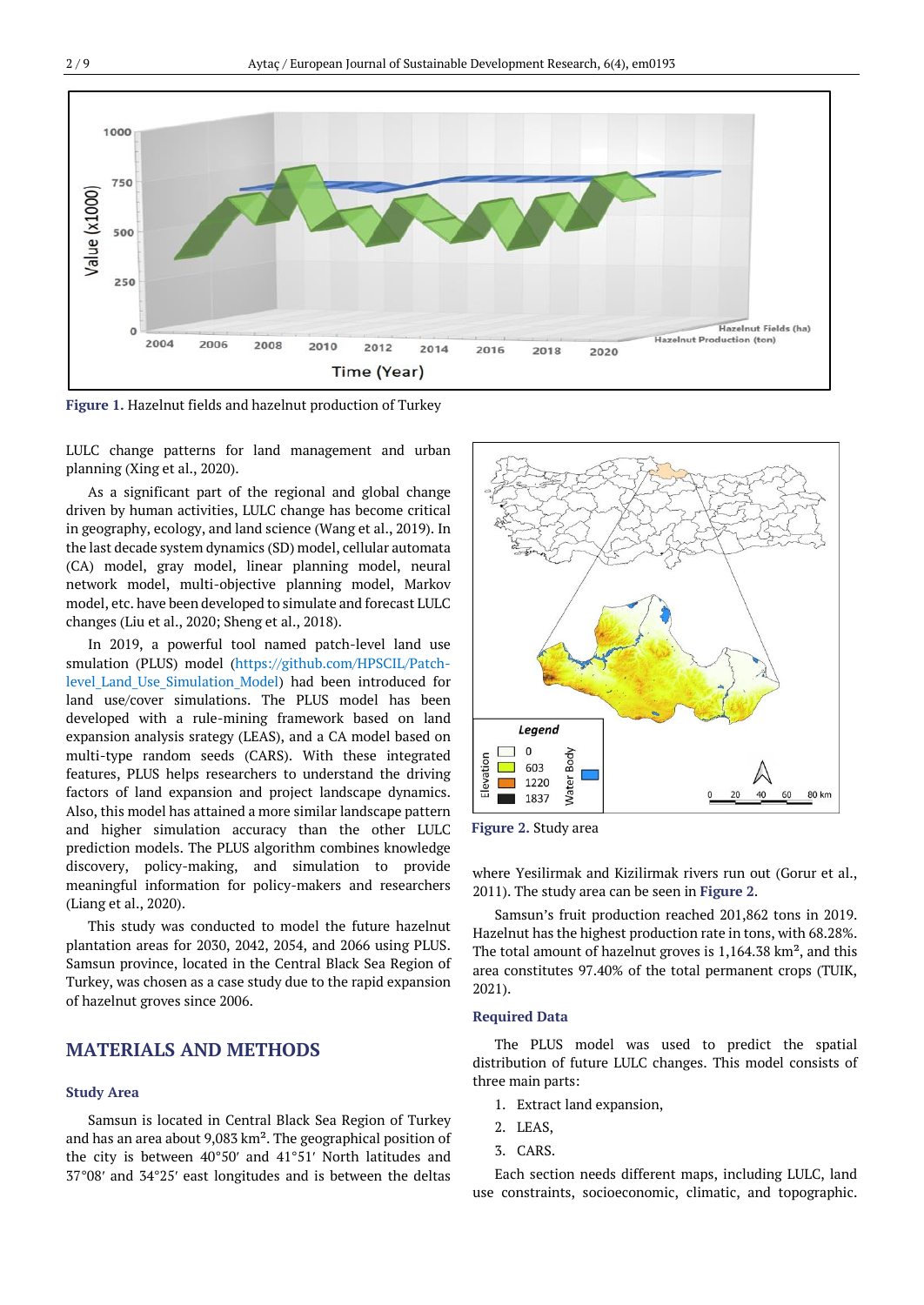Figure 1. Hazelnut fields and hazelnut production of Turkey

LULC change patterns for land management and urban planning (Xing et al., 2020).

As a significant part of the regional and global change driven by human activities, LULC change has become critical in geography, ecology, and land science (Wang et al., 2019). In the last decade system dynamics (SD) model, cellular automata (CA) model, gray model, linear planning model, neural network model, multi-objective planning model, Markov model, etc. have been developed to simulate and forecast LULC changes (Liu et al., 2020; Sheng et al., 2018).

In 2019, a powerful tool named patch-level land use smulation (PLUS) model (https://github.com/HPSCIL/Patch-level_Land_Use_Simulation_Model) had been introduced for land use/cover simulations. The PLUS model has been developed with a rule-mining framework based on land expansion analysis srategy (LEAS), and a CA model based on multi-type random seeds (CARS). With these integrated features, PLUS helps researchers to understand the driving factors of land expansion and project landscape dynamics. Also, this model has attained a more similar landscape pattern and higher simulation accuracy than the other LULC prediction models. The PLUS algorithm combines knowledge discovery, policy-making, and simulation to provide meaningful information for policy-makers and researchers (Liang et al., 2020).

This study was conducted to model the future hazelnut plantation areas for 2030, 2042, 2054, and 2066 using PLUS. Samsun province, located in the Central Black Sea Region of Turkey, was chosen as a case study due to the rapid expansion of hazelnut groves since 2006.

## MATERIALS AND METHODS

### Study Area

Samsun is located in Central Black Sea Region of Turkey and has an area about 9,083 km². The geographical position of the city is between 40°50′ and 41°51′ North latitudes and 37°08′ and 34°25′ east longitudes and is between the deltas where Yesilirmak and Kizilirmak rivers run out (Gorur et al., 2011). The study area can be seen in **Figure 2**.

Figure 2. Study area

Samsun's fruit production reached 201,862 tons in 2019. Hazelnut has the highest production rate in tons, with 68.28%. The total amount of hazelnut groves is 1,164.38 km², and this area constitutes 97.40% of the total permanent crops (TUIK, 2021).

### Required Data

The PLUS model was used to predict the spatial distribution of future LULC changes. This model consists of three main parts:

1. Extract land expansion,
2. LEAS,
3. CARS.

Each section needs different maps, including LULC, land use constraints, socioeconomic, climatic, and topographic.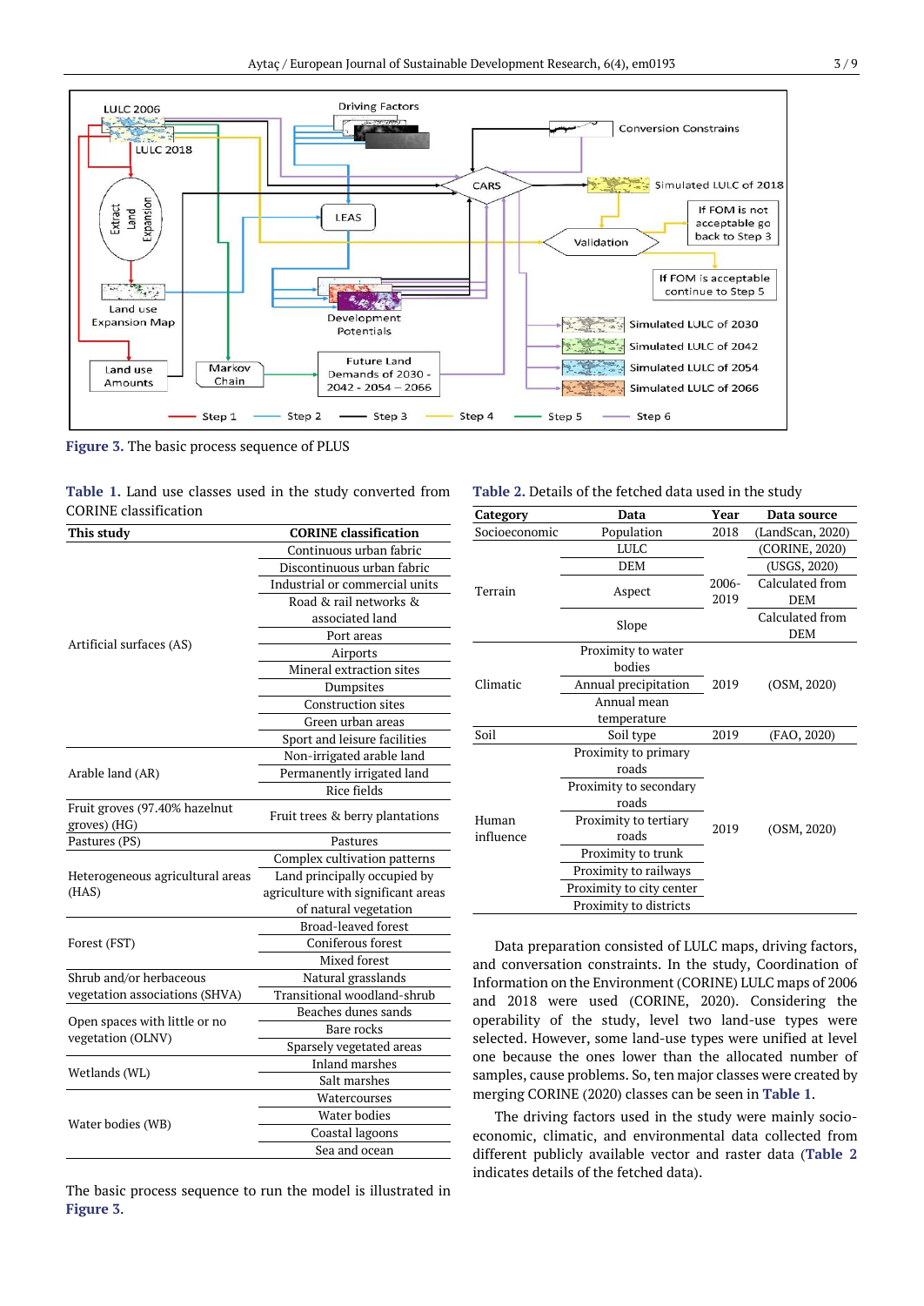Figure 3. The basic process sequence of PLUS

Table 1. Land use classes used in the study converted from CORINE classification

| This study | CORINE classification |
|---|---|
| Artificial surfaces (AS) | Continuous urban fabric |
| | Discontinuous urban fabric |
| | Industrial or commercial units |
| | Road & rail networks & associated land |
| | Port areas |
| | Airports |
| | Mineral extraction sites |
| | Dumpsites |
| | Construction sites |
| | Green urban areas |
| | Sport and leisure facilities |
| Arable land (AR) | Non-irrigated arable land |
| | Permanently irrigated land |
| | Rice fields |
| Fruit groves (97.40% hazelnut groves) (HG) | Fruit trees & berry plantations |
| Pastures (PS) | Pastures |
| Heterogeneous agricultural areas (HAS) | Complex cultivation patterns |
| | Land principally occupied by agriculture with significant areas of natural vegetation |
| Forest (FST) | Broad-leaved forest |
| | Coniferous forest |
| | Mixed forest |
| Shrub and/or herbaceous vegetation associations (SHVA) | Natural grasslands |
| | Transitional woodland-shrub |
| Open spaces with little or no vegetation (OLNV) | Beaches dunes sands |
| | Bare rocks |
| | Sparsely vegetated areas |
| Wetlands (WL) | Inland marshes |
| | Salt marshes |
| Water bodies (WB) | Watercourses |
| | Water bodies |
| | Coastal lagoons |
| | Sea and ocean |

The basic process sequence to run the model is illustrated in Figure 3.

Table 2. Details of the fetched data used in the study

| Category | Data | Year | Data source |
|---|---|---|---|
| Socioeconomic | Population | 2018 | (LandScan, 2020) |
| Terrain | LULC | 2006-2019 | (CORINE, 2020) |
| | DEM | | (USGS, 2020) |
| | Aspect | | Calculated from DEM |
| | Slope | | Calculated from DEM |
| Climatic | Proximity to water bodies | 2019 | (OSM, 2020) |
| | Annual precipitation | | |
| | Annual mean temperature | | |
| Soil | Soil type | 2019 | (FAO, 2020) |
| Human influence | Proximity to primary roads | 2019 | (OSM, 2020) |
| | Proximity to secondary roads | | |
| | Proximity to tertiary roads | | |
| | Proximity to trunk | | |
| | Proximity to railways | | |
| | Proximity to city center | | |
| | Proximity to districts | | |

Data preparation consisted of LULC maps, driving factors, and conversation constraints. In the study, Coordination of Information on the Environment (CORINE) LULC maps of 2006 and 2018 were used (CORINE, 2020). Considering the operability of the study, level two land-use types were selected. However, some land-use types were unified at level one because the ones lower than the allocated number of samples, cause problems. So, ten major classes were created by merging CORINE (2020) classes can be seen in Table 1.

The driving factors used in the study were mainly socio-economic, climatic, and environmental data collected from different publicly available vector and raster data (Table 2 indicates details of the fetched data).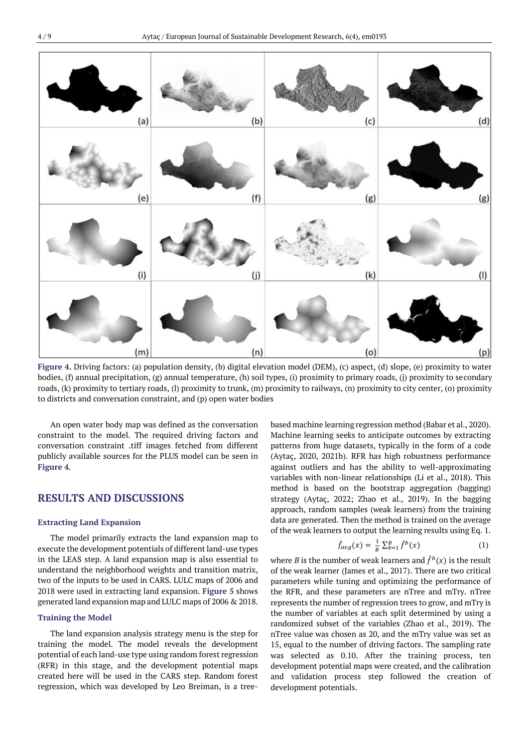Figure 4. Driving factors: (a) population density, (b) digital elevation model (DEM), (c) aspect, (d) slope, (e) proximity to water bodies, (f) annual precipitation, (g) annual temperature, (h) soil types, (i) proximity to primary roads, (j) proximity to secondary roads, (k) proximity to tertiary roads, (l) proximity to trunk, (m) proximity to railways, (n) proximity to city center, (o) proximity to districts and conversation constraint, and (p) open water bodies

An open water body map was defined as the conversation constraint to the model. The required driving factors and conversation constraint .tiff images fetched from different publicly available sources for the PLUS model can be seen in Figure 4.

## RESULTS AND DISCUSSIONS

### Extracting Land Expansion

The model primarily extracts the land expansion map to execute the development potentials of different land-use types in the LEAS step. A land expansion map is also essential to understand the neighborhood weights and transition matrix, two of the inputs to be used in CARS. LULC maps of 2006 and 2018 were used in extracting land expansion. Figure 5 shows generated land expansion map and LULC maps of 2006 & 2018.

### Training the Model

The land expansion analysis strategy menu is the step for training the model. The model reveals the development potential of each land-use type using random forest regression (RFR) in this stage, and the development potential maps created here will be used in the CARS step. Random forest regression, which was developed by Leo Breiman, is a tree-based machine learning regression method (Babar et al., 2020). Machine learning seeks to anticipate outcomes by extracting patterns from huge datasets, typically in the form of a code (Aytaç, 2020, 2021b). RFR has high robustness performance against outliers and has the ability to well-approximating variables with non-linear relationships (Li et al., 2018). This method is based on the bootstrap aggregation (bagging) strategy (Aytaç, 2022; Zhao et al., 2019). In the bagging approach, random samples (weak learners) from the training data are generated. Then the method is trained on the average of the weak learners to output the learning results using Eq. 1.

$$\hat{f}_{avg}(x) = \frac{1}{B}\sum_{b=1}^{B}\hat{f}^{b}(x) \tag{1}$$

where $B$ is the number of weak learners and $\hat{f}^{b}(x)$ is the result of the weak learner (James et al., 2017). There are two critical parameters while tuning and optimizing the performance of the RFR, and these parameters are nTree and mTry. nTree represents the number of regression trees to grow, and mTry is the number of variables at each split determined by using a randomized subset of the variables (Zhao et al., 2019). The nTree value was chosen as 20, and the mTry value was set as 15, equal to the number of driving factors. The sampling rate was selected as 0.10. After the training process, ten development potential maps were created, and the calibration and validation process step followed the creation of development potentials.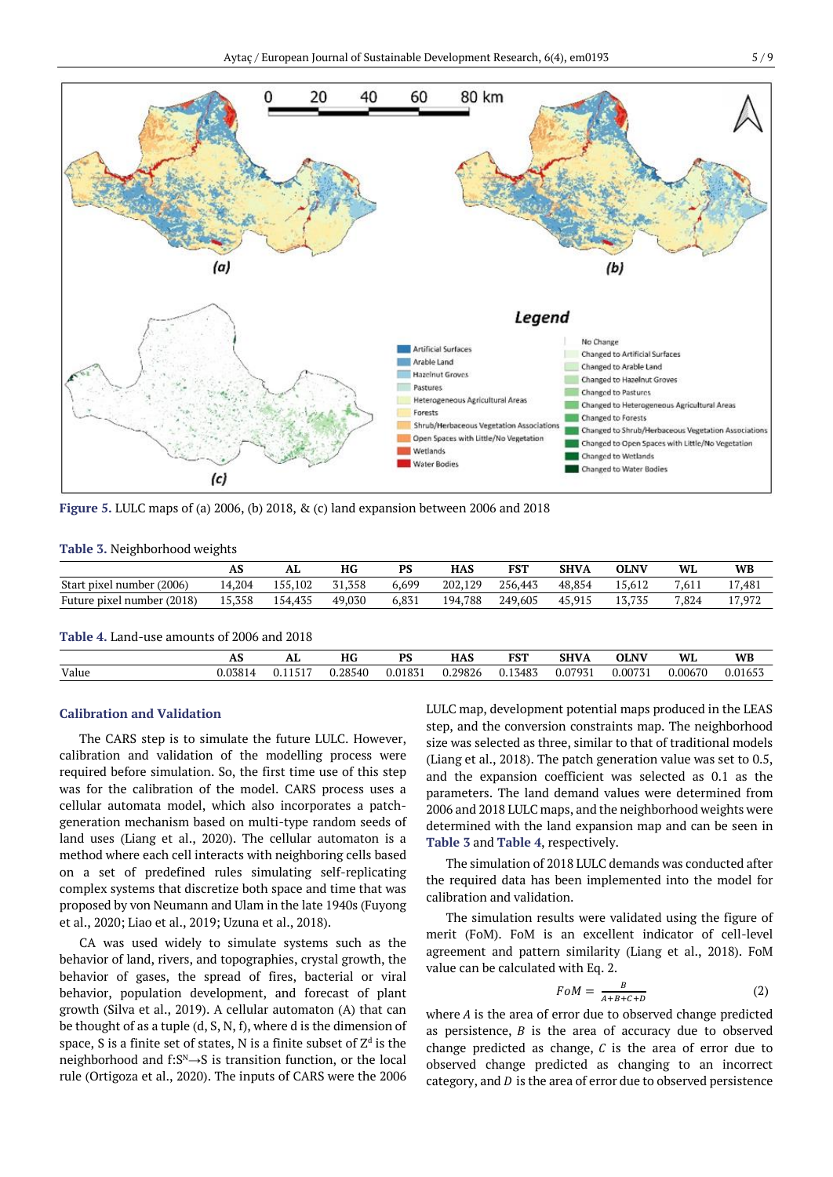Figure 5. LULC maps of (a) 2006, (b) 2018, & (c) land expansion between 2006 and 2018

Table 3. Neighborhood weights

| | AS | AL | HG | PS | HAS | FST | SHVA | OLNV | WL | WB |
|---|---|---|---|---|---|---|---|---|---|---|
| Start pixel number (2006) | 14,204 | 155,102 | 31,358 | 6,699 | 202,129 | 256,443 | 48,854 | 15,612 | 7,611 | 17,481 |
| Future pixel number (2018) | 15,358 | 154,435 | 49,030 | 6,831 | 194,788 | 249,605 | 45,915 | 13,735 | 7,824 | 17,972 |

Table 4. Land-use amounts of 2006 and 2018

| | AS | AL | HG | PS | HAS | FST | SHVA | OLNV | WL | WB |
|---|---|---|---|---|---|---|---|---|---|---|
| Value | 0.03814 | 0.11517 | 0.28540 | 0.01831 | 0.29826 | 0.13483 | 0.07931 | 0.00731 | 0.00670 | 0.01653 |

### Calibration and Validation

The CARS step is to simulate the future LULC. However, calibration and validation of the modelling process were required before simulation. So, the first time use of this step was for the calibration of the model. CARS process uses a cellular automata model, which also incorporates a patch-generation mechanism based on multi-type random seeds of land uses (Liang et al., 2020). The cellular automaton is a method where each cell interacts with neighboring cells based on a set of predefined rules simulating self-replicating complex systems that discretize both space and time that was proposed by von Neumann and Ulam in the late 1940s (Fuyong et al., 2020; Liao et al., 2019; Uzuna et al., 2018).

CA was used widely to simulate systems such as the behavior of land, rivers, and topographies, crystal growth, the behavior of gases, the spread of fires, bacterial or viral behavior, population development, and forecast of plant growth (Silva et al., 2019). A cellular automaton (A) that can be thought of as a tuple (d, S, N, f), where d is the dimension of space, S is a finite set of states, N is a finite subset of $Z^d$ is the neighborhood and $f: S^N \rightarrow S$ is transition function, or the local rule (Ortigoza et al., 2020). The inputs of CARS were the 2006 LULC map, development potential maps produced in the LEAS step, and the conversion constraints map. The neighborhood size was selected as three, similar to that of traditional models (Liang et al., 2018). The patch generation value was set to 0.5, and the expansion coefficient was selected as 0.1 as the parameters. The land demand values were determined from 2006 and 2018 LULC maps, and the neighborhood weights were determined with the land expansion map and can be seen in **Table 3** and **Table 4**, respectively.

The simulation of 2018 LULC demands was conducted after the required data has been implemented into the model for calibration and validation.

The simulation results were validated using the figure of merit (FoM). FoM is an excellent indicator of cell-level agreement and pattern similarity (Liang et al., 2018). FoM value can be calculated with Eq. 2.

$$FoM = \frac{B}{A+B+C+D} \tag{2}$$

where $A$ is the area of error due to observed change predicted as persistence, $B$ is the area of accuracy due to observed change predicted as change, $C$ is the area of error due to observed change predicted as changing to an incorrect category, and $D$ is the area of error due to observed persistence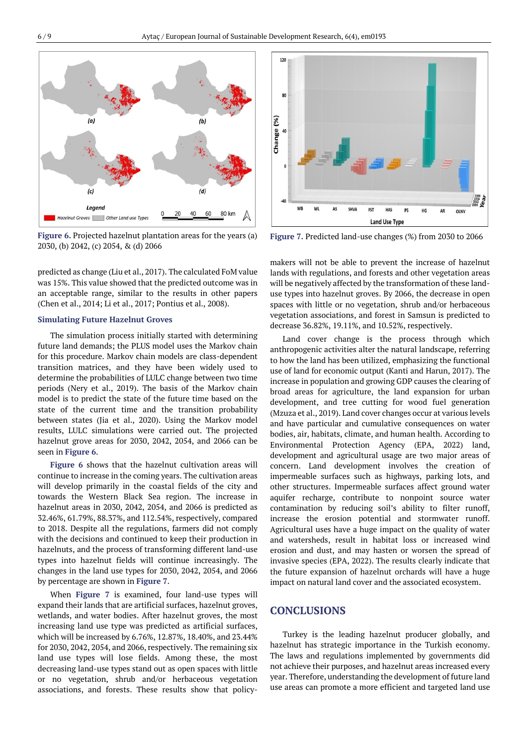Figure 6. Projected hazelnut plantation areas for the years (a) 2030, (b) 2042, (c) 2054, & (d) 2066

Figure 7. Predicted land-use changes (%) from 2030 to 2066

predicted as change (Liu et al., 2017). The calculated FoM value was 15%. This value showed that the predicted outcome was in an acceptable range, similar to the results in other papers (Chen et al., 2014; Li et al., 2017; Pontius et al., 2008).

### Simulating Future Hazelnut Groves

The simulation process initially started with determining future land demands; the PLUS model uses the Markov chain for this procedure. Markov chain models are class-dependent transition matrices, and they have been widely used to determine the probabilities of LULC change between two time periods (Nery et al., 2019). The basis of the Markov chain model is to predict the state of the future time based on the state of the current time and the transition probability between states (Jia et al., 2020). Using the Markov model results, LULC simulations were carried out. The projected hazelnut grove areas for 2030, 2042, 2054, and 2066 can be seen in Figure 6.

Figure 6 shows that the hazelnut cultivation areas will continue to increase in the coming years. The cultivation areas will develop primarily in the coastal fields of the city and towards the Western Black Sea region. The increase in hazelnut areas in 2030, 2042, 2054, and 2066 is predicted as 32.46%, 61.79%, 88.37%, and 112.54%, respectively, compared to 2018. Despite all the regulations, farmers did not comply with the decisions and continued to keep their production in hazelnuts, and the process of transforming different land-use types into hazelnut fields will continue increasingly. The changes in the land use types for 2030, 2042, 2054, and 2066 by percentage are shown in Figure 7.

When Figure 7 is examined, four land-use types will expand their lands that are artificial surfaces, hazelnut groves, wetlands, and water bodies. After hazelnut groves, the most increasing land use type was predicted as artificial surfaces, which will be increased by 6.76%, 12.87%, 18.40%, and 23.44% for 2030, 2042, 2054, and 2066, respectively. The remaining six land use types will lose fields. Among these, the most decreasing land-use types stand out as open spaces with little or no vegetation, shrub and/or herbaceous vegetation associations, and forests. These results show that policy-makers will not be able to prevent the increase of hazelnut lands with regulations, and forests and other vegetation areas will be negatively affected by the transformation of these land-use types into hazelnut groves. By 2066, the decrease in open spaces with little or no vegetation, shrub and/or herbaceous vegetation associations, and forest in Samsun is predicted to decrease 36.82%, 19.11%, and 10.52%, respectively.

Land cover change is the process through which anthropogenic activities alter the natural landscape, referring to how the land has been utilized, emphasizing the functional use of land for economic output (Kanti and Harun, 2017). The increase in population and growing GDP causes the clearing of broad areas for agriculture, the land expansion for urban development, and tree cutting for wood fuel generation (Mzuza et al., 2019). Land cover changes occur at various levels and have particular and cumulative consequences on water bodies, air, habitats, climate, and human health. According to Environmental Protection Agency (EPA, 2022) land, development and agricultural usage are two major areas of concern. Land development involves the creation of impermeable surfaces such as highways, parking lots, and other structures. Impermeable surfaces affect ground water aquifer recharge, contribute to nonpoint source water contamination by reducing soil's ability to filter runoff, increase the erosion potential and stormwater runoff. Agricultural uses have a huge impact on the quality of water and watersheds, result in habitat loss or increased wind erosion and dust, and may hasten or worsen the spread of invasive species (EPA, 2022). The results clearly indicate that the future expansion of hazelnut orchards will have a huge impact on natural land cover and the associated ecosystem.

## CONCLUSIONS

Turkey is the leading hazelnut producer globally, and hazelnut has strategic importance in the Turkish economy. The laws and regulations implemented by governments did not achieve their purposes, and hazelnut areas increased every year. Therefore, understanding the development of future land use areas can promote a more efficient and targeted land use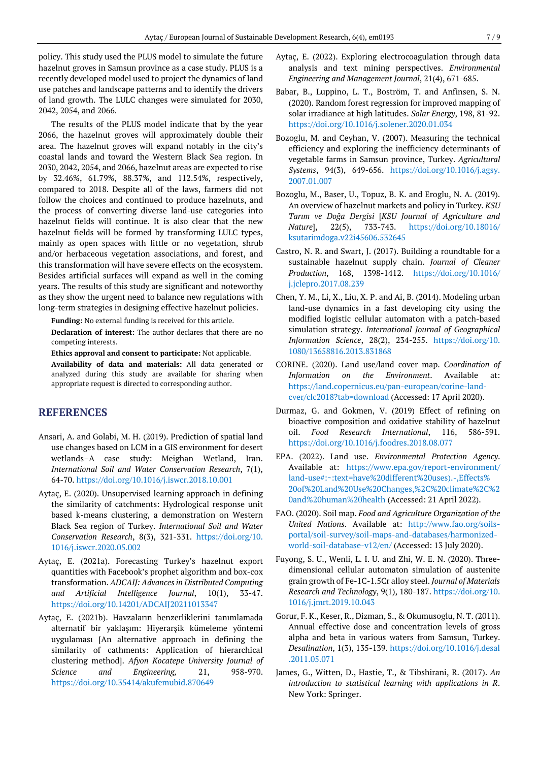policy. This study used the PLUS model to simulate the future hazelnut groves in Samsun province as a case study. PLUS is a recently developed model used to project the dynamics of land use patches and landscape patterns and to identify the drivers of land growth. The LULC changes were simulated for 2030, 2042, 2054, and 2066.

The results of the PLUS model indicate that by the year 2066, the hazelnut groves will approximately double their area. The hazelnut groves will expand notably in the city's coastal lands and toward the Western Black Sea region. In 2030, 2042, 2054, and 2066, hazelnut areas are expected to rise by 32.46%, 61.79%, 88.37%, and 112.54%, respectively, compared to 2018. Despite all of the laws, farmers did not follow the choices and continued to produce hazelnuts, and the process of converting diverse land-use categories into hazelnut fields will continue. It is also clear that the new hazelnut fields will be formed by transforming LULC types, mainly as open spaces with little or no vegetation, shrub and/or herbaceous vegetation associations, and forest, and this transformation will have severe effects on the ecosystem. Besides artificial surfaces will expand as well in the coming years. The results of this study are significant and noteworthy as they show the urgent need to balance new regulations with long-term strategies in designing effective hazelnut policies.

**Funding:** No external funding is received for this article.

**Declaration of interest:** The author declares that there are no competing interests.

**Ethics approval and consent to participate:** Not applicable.

**Availability of data and materials:** All data generated or analyzed during this study are available for sharing when appropriate request is directed to corresponding author.

## REFERENCES

Ansari, A. and Golabi, M. H. (2019). Prediction of spatial land use changes based on LCM in a GIS environment for desert wetlands–A case study: Meighan Wetland, Iran. *International Soil and Water Conservation Research*, 7(1), 64-70. https://doi.org/10.1016/j.iswcr.2018.10.001

Aytaç, E. (2020). Unsupervised learning approach in defining the similarity of catchments: Hydrological response unit based k-means clustering, a demonstration on Western Black Sea region of Turkey. *International Soil and Water Conservation Research*, 8(3), 321-331. https://doi.org/10.1016/j.iswcr.2020.05.002

Aytaç, E. (2021a). Forecasting Turkey's hazelnut export quantities with Facebook's prophet algorithm and box-cox transformation. *ADCAIJ: Advances in Distributed Computing and Artificial Intelligence Journal*, 10(1), 33-47. https://doi.org/10.14201/ADCAIJ20211013347

Aytaç, E. (2021b). Havzaların benzerliklerini tanımlamada alternatif bir yaklaşım: Hiyerarşik kümeleme yöntemi uygulaması [An alternative approach in defining the similarity of cathments: Application of hierarchical clustering method]. *Afyon Kocatepe University Journal of Science and Engineering,* 21, 958-970. https://doi.org/10.35414/akufemubid.870649

Aytaç, E. (2022). Exploring electrocoagulation through data analysis and text mining perspectives. *Environmental Engineering and Management Journal*, 21(4), 671-685.

Babar, B., Luppino, L. T., Boström, T. and Anfinsen, S. N. (2020). Random forest regression for improved mapping of solar irradiance at high latitudes. *Solar Energy*, 198, 81-92. https://doi.org/10.1016/j.solener.2020.01.034

Bozoglu, M. and Ceyhan, V. (2007). Measuring the technical efficiency and exploring the inefficiency determinants of vegetable farms in Samsun province, Turkey. *Agricultural Systems*, 94(3), 649-656. https://doi.org/10.1016/j.agsy.2007.01.007

Bozoglu, M., Baser, U., Topuz, B. K. and Eroglu, N. A. (2019). An overview of hazelnut markets and policy in Turkey. *KSU Tarım ve Doğa Dergisi* [*KSU Journal of Agriculture and Nature*], 22(5), 733-743. https://doi.org/10.18016/ksutarimdoga.v22i45606.532645

Castro, N. R. and Swart, J. (2017). Building a roundtable for a sustainable hazelnut supply chain. *Journal of Cleaner Production*, 168, 1398-1412. https://doi.org/10.1016/j.jclepro.2017.08.239

Chen, Y. M., Li, X., Liu, X. P. and Ai, B. (2014). Modeling urban land-use dynamics in a fast developing city using the modified logistic cellular automaton with a patch-based simulation strategy. *International Journal of Geographical Information Science*, 28(2), 234-255. https://doi.org/10.1080/13658816.2013.831868

CORINE. (2020). Land use/land cover map. *Coordination of Information on the Environment*. Available at: https://land.copernicus.eu/pan-european/corine-land-cver/clc2018?tab=download (Accessed: 17 April 2020).

Durmaz, G. and Gokmen, V. (2019) Effect of refining on bioactive composition and oxidative stability of hazelnut oil. *Food Research International*, 116, 586-591. https://doi.org/10.1016/j.foodres.2018.08.077

EPA. (2022). Land use. *Environmental Protection Agency*. Available at: https://www.epa.gov/report-environment/land-use#:~:text=have%20different%20uses).-,Effects%20of%20Land%20Use%20Changes,%2C%20climate%2C%20and%20human%20health (Accessed: 21 April 2022).

FAO. (2020). Soil map. *Food and Agriculture Organization of the United Nations*. Available at: http://www.fao.org/soils-portal/soil-survey/soil-maps-and-databases/harmonized-world-soil-database-v12/en/ (Accessed: 13 July 2020).

Fuyong, S. U., Wenli, L. I. U. and Zhi, W. E. N. (2020). Three-dimensional cellular automaton simulation of austenite grain growth of Fe-1C-1.5Cr alloy steel. *Journal of Materials Research and Technology*, 9(1), 180-187. https://doi.org/10.1016/j.jmrt.2019.10.043

Gorur, F. K., Keser, R., Dizman, S., & Okumusoglu, N. T. (2011). Annual effective dose and concentration levels of gross alpha and beta in various waters from Samsun, Turkey. *Desalination*, 1(3), 135-139. https://doi.org/10.1016/j.desal.2011.05.071

James, G., Witten, D., Hastie, T., & Tibshirani, R. (2017). *An introduction to statistical learning with applications in R*. New York: Springer.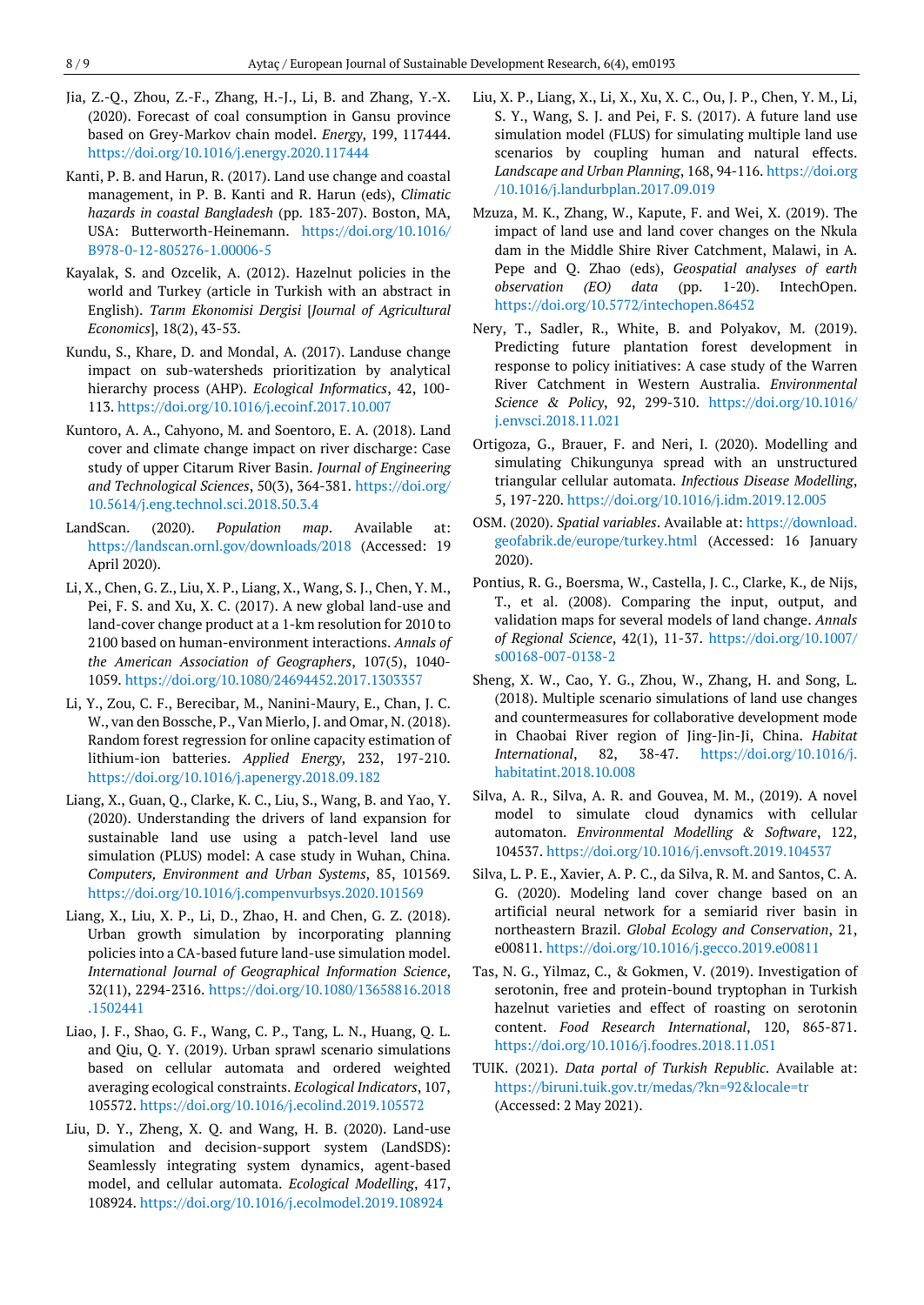Jia, Z.-Q., Zhou, Z.-F., Zhang, H.-J., Li, B. and Zhang, Y.-X. (2020). Forecast of coal consumption in Gansu province based on Grey-Markov chain model. *Energy*, 199, 117444. https://doi.org/10.1016/j.energy.2020.117444

Kanti, P. B. and Harun, R. (2017). Land use change and coastal management, in P. B. Kanti and R. Harun (eds), *Climatic hazards in coastal Bangladesh* (pp. 183-207). Boston, MA, USA: Butterworth-Heinemann. https://doi.org/10.1016/B978-0-12-805276-1.00006-5

Kayalak, S. and Ozcelik, A. (2012). Hazelnut policies in the world and Turkey (article in Turkish with an abstract in English). *Tarım Ekonomisi Dergisi* [*Journal of Agricultural Economics*], 18(2), 43-53.

Kundu, S., Khare, D. and Mondal, A. (2017). Landuse change impact on sub-watersheds prioritization by analytical hierarchy process (AHP). *Ecological Informatics*, 42, 100-113. https://doi.org/10.1016/j.ecoinf.2017.10.007

Kuntoro, A. A., Cahyono, M. and Soentoro, E. A. (2018). Land cover and climate change impact on river discharge: Case study of upper Citarum River Basin. *Journal of Engineering and Technological Sciences*, 50(3), 364-381. https://doi.org/10.5614/j.eng.technol.sci.2018.50.3.4

LandScan. (2020). *Population map*. Available at: https://landscan.ornl.gov/downloads/2018 (Accessed: 19 April 2020).

Li, X., Chen, G. Z., Liu, X. P., Liang, X., Wang, S. J., Chen, Y. M., Pei, F. S. and Xu, X. C. (2017). A new global land-use and land-cover change product at a 1-km resolution for 2010 to 2100 based on human-environment interactions. *Annals of the American Association of Geographers*, 107(5), 1040-1059. https://doi.org/10.1080/24694452.2017.1303357

Li, Y., Zou, C. F., Berecibar, M., Nanini-Maury, E., Chan, J. C. W., van den Bossche, P., Van Mierlo, J. and Omar, N. (2018). Random forest regression for online capacity estimation of lithium-ion batteries. *Applied Energy*, 232, 197-210. https://doi.org/10.1016/j.apenergy.2018.09.182

Liang, X., Guan, Q., Clarke, K. C., Liu, S., Wang, B. and Yao, Y. (2020). Understanding the drivers of land expansion for sustainable land use using a patch-level land use simulation (PLUS) model: A case study in Wuhan, China. *Computers, Environment and Urban Systems*, 85, 101569. https://doi.org/10.1016/j.compenvurbsys.2020.101569

Liang, X., Liu, X. P., Li, D., Zhao, H. and Chen, G. Z. (2018). Urban growth simulation by incorporating planning policies into a CA-based future land-use simulation model. *International Journal of Geographical Information Science*, 32(11), 2294-2316. https://doi.org/10.1080/13658816.2018.1502441

Liao, J. F., Shao, G. F., Wang, C. P., Tang, L. N., Huang, Q. L. and Qiu, Q. Y. (2019). Urban sprawl scenario simulations based on cellular automata and ordered weighted averaging ecological constraints. *Ecological Indicators*, 107, 105572. https://doi.org/10.1016/j.ecolind.2019.105572

Liu, D. Y., Zheng, X. Q. and Wang, H. B. (2020). Land-use simulation and decision-support system (LandSDS): Seamlessly integrating system dynamics, agent-based model, and cellular automata. *Ecological Modelling*, 417, 108924. https://doi.org/10.1016/j.ecolmodel.2019.108924

Liu, X. P., Liang, X., Li, X., Xu, X. C., Ou, J. P., Chen, Y. M., Li, S. Y., Wang, S. J. and Pei, F. S. (2017). A future land use simulation model (FLUS) for simulating multiple land use scenarios by coupling human and natural effects. *Landscape and Urban Planning*, 168, 94-116. https://doi.org/10.1016/j.landurbplan.2017.09.019

Mzuza, M. K., Zhang, W., Kapute, F. and Wei, X. (2019). The impact of land use and land cover changes on the Nkula dam in the Middle Shire River Catchment, Malawi, in A. Pepe and Q. Zhao (eds), *Geospatial analyses of earth observation (EO) data* (pp. 1-20). IntechOpen. https://doi.org/10.5772/intechopen.86452

Nery, T., Sadler, R., White, B. and Polyakov, M. (2019). Predicting future plantation forest development in response to policy initiatives: A case study of the Warren River Catchment in Western Australia. *Environmental Science & Policy*, 92, 299-310. https://doi.org/10.1016/j.envsci.2018.11.021

Ortigoza, G., Brauer, F. and Neri, I. (2020). Modelling and simulating Chikungunya spread with an unstructured triangular cellular automata. *Infectious Disease Modelling*, 5, 197-220. https://doi.org/10.1016/j.idm.2019.12.005

OSM. (2020). *Spatial variables*. Available at: https://download.geofabrik.de/europe/turkey.html (Accessed: 16 January 2020).

Pontius, R. G., Boersma, W., Castella, J. C., Clarke, K., de Nijs, T., et al. (2008). Comparing the input, output, and validation maps for several models of land change. *Annals of Regional Science*, 42(1), 11-37. https://doi.org/10.1007/s00168-007-0138-2

Sheng, X. W., Cao, Y. G., Zhou, W., Zhang, H. and Song, L. (2018). Multiple scenario simulations of land use changes and countermeasures for collaborative development mode in Chaobai River region of Jing-Jin-Ji, China. *Habitat International*, 82, 38-47. https://doi.org/10.1016/j.habitatint.2018.10.008

Silva, A. R., Silva, A. R. and Gouvea, M. M., (2019). A novel model to simulate cloud dynamics with cellular automaton. *Environmental Modelling & Software*, 122, 104537. https://doi.org/10.1016/j.envsoft.2019.104537

Silva, L. P. E., Xavier, A. P. C., da Silva, R. M. and Santos, C. A. G. (2020). Modeling land cover change based on an artificial neural network for a semiarid river basin in northeastern Brazil. *Global Ecology and Conservation*, 21, e00811. https://doi.org/10.1016/j.gecco.2019.e00811

Tas, N. G., Yilmaz, C., & Gokmen, V. (2019). Investigation of serotonin, free and protein-bound tryptophan in Turkish hazelnut varieties and effect of roasting on serotonin content. *Food Research International*, 120, 865-871. https://doi.org/10.1016/j.foodres.2018.11.051

TUIK. (2021). *Data portal of Turkish Republic*. Available at: https://biruni.tuik.gov.tr/medas/?kn=92&locale=tr (Accessed: 2 May 2021).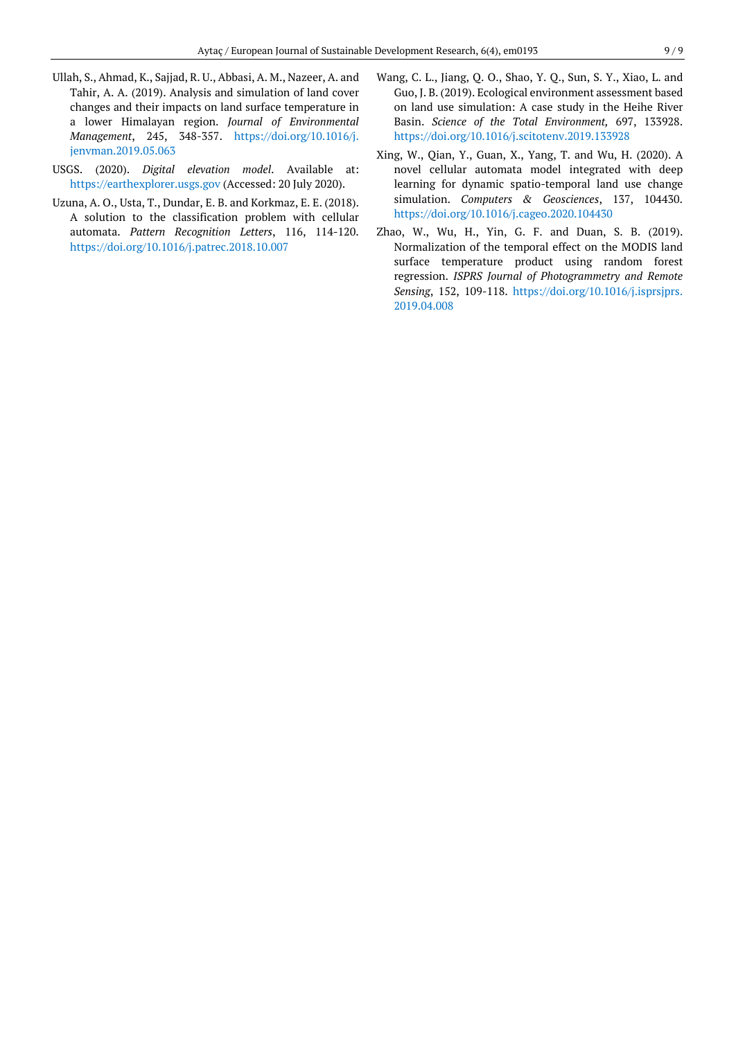Ullah, S., Ahmad, K., Sajjad, R. U., Abbasi, A. M., Nazeer, A. and Tahir, A. A. (2019). Analysis and simulation of land cover changes and their impacts on land surface temperature in a lower Himalayan region. *Journal of Environmental Management*, 245, 348-357. https://doi.org/10.1016/j.jenvman.2019.05.063

USGS. (2020). *Digital elevation model*. Available at: https://earthexplorer.usgs.gov (Accessed: 20 July 2020).

Uzuna, A. O., Usta, T., Dundar, E. B. and Korkmaz, E. E. (2018). A solution to the classification problem with cellular automata. *Pattern Recognition Letters*, 116, 114-120. https://doi.org/10.1016/j.patrec.2018.10.007

Wang, C. L., Jiang, Q. O., Shao, Y. Q., Sun, S. Y., Xiao, L. and Guo, J. B. (2019). Ecological environment assessment based on land use simulation: A case study in the Heihe River Basin. *Science of the Total Environment,* 697, 133928. https://doi.org/10.1016/j.scitotenv.2019.133928

Xing, W., Qian, Y., Guan, X., Yang, T. and Wu, H. (2020). A novel cellular automata model integrated with deep learning for dynamic spatio-temporal land use change simulation. *Computers & Geosciences*, 137, 104430. https://doi.org/10.1016/j.cageo.2020.104430

Zhao, W., Wu, H., Yin, G. F. and Duan, S. B. (2019). Normalization of the temporal effect on the MODIS land surface temperature product using random forest regression. *ISPRS Journal of Photogrammetry and Remote Sensing*, 152, 109-118. https://doi.org/10.1016/j.isprsjprs.2019.04.008